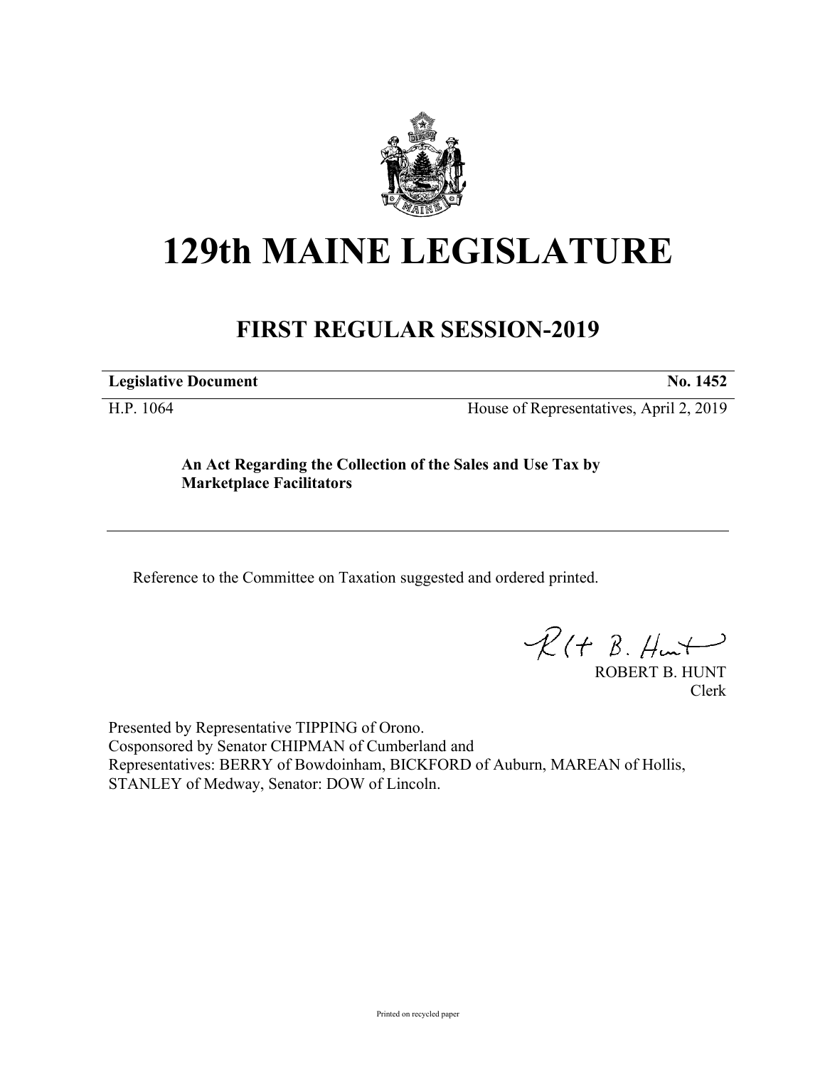# 129th MAINE LEGISLATURE

## FIRST REGULAR SESSION-2019

**Legislative Document** **No. 1452**

H.P. 1064 House of Representatives, April 2, 2019

**An Act Regarding the Collection of the Sales and Use Tax by Marketplace Facilitators**

Reference to the Committee on Taxation suggested and ordered printed.

ROBERT B. HUNT
Clerk

Presented by Representative TIPPING of Orono.
Cosponsored by Senator CHIPMAN of Cumberland and
Representatives: BERRY of Bowdoinham, BICKFORD of Auburn, MAREAN of Hollis, STANLEY of Medway, Senator: DOW of Lincoln.

Printed on recycled paper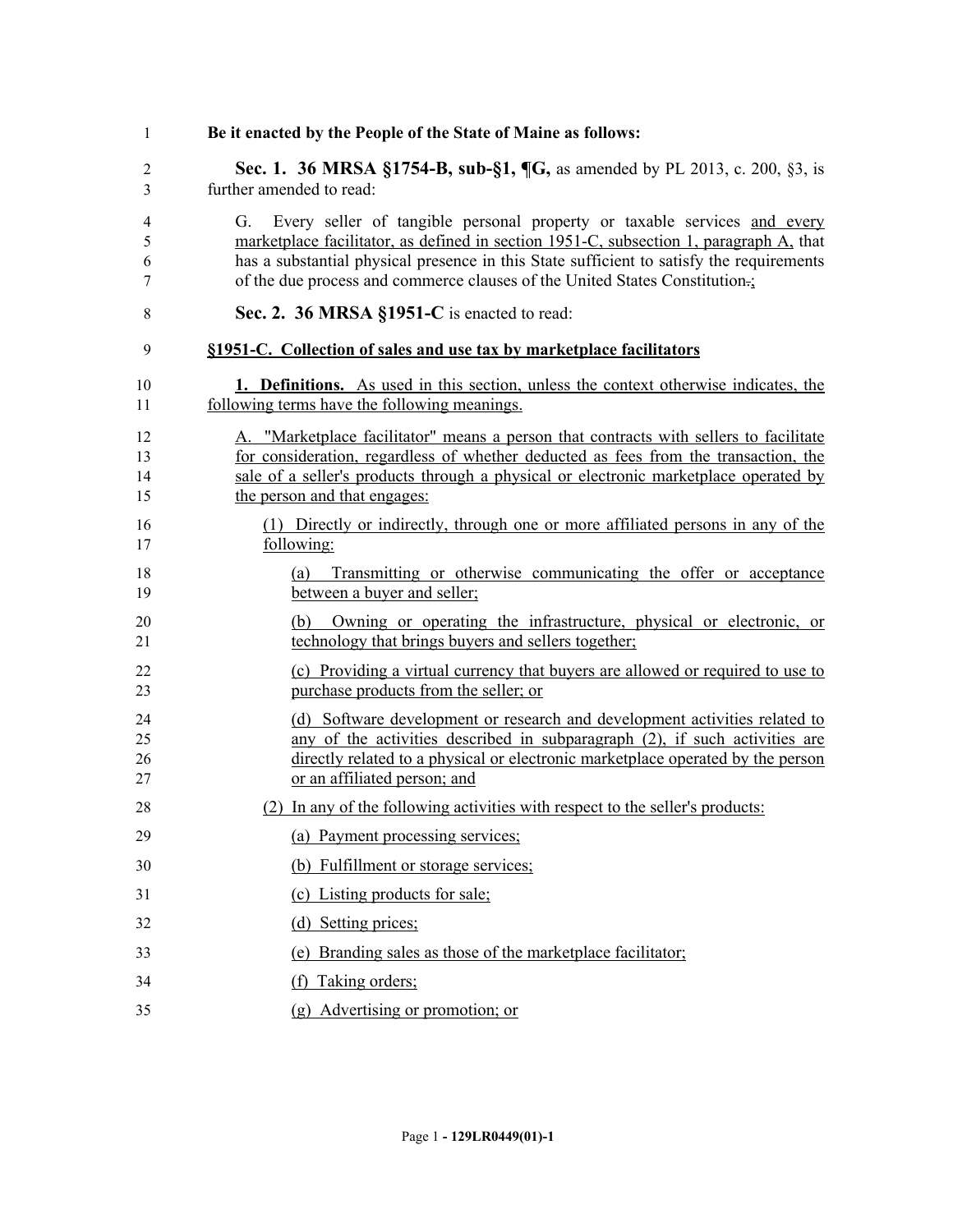**Be it enacted by the People of the State of Maine as follows:**

**Sec. 1. 36 MRSA §1754-B, sub-§1, ¶G,** as amended by PL 2013, c. 200, §3, is further amended to read:

G. Every seller of tangible personal property or taxable services and every marketplace facilitator, as defined in section 1951-C, subsection 1, paragraph A, that has a substantial physical presence in this State sufficient to satisfy the requirements of the due process and commerce clauses of the United States Constitution.;

**Sec. 2. 36 MRSA §1951-C** is enacted to read:

**§1951-C. Collection of sales and use tax by marketplace facilitators**

**1. Definitions.** As used in this section, unless the context otherwise indicates, the following terms have the following meanings.

A. "Marketplace facilitator" means a person that contracts with sellers to facilitate for consideration, regardless of whether deducted as fees from the transaction, the sale of a seller's products through a physical or electronic marketplace operated by the person and that engages:

(1) Directly or indirectly, through one or more affiliated persons in any of the following:

(a) Transmitting or otherwise communicating the offer or acceptance between a buyer and seller;

(b) Owning or operating the infrastructure, physical or electronic, or technology that brings buyers and sellers together;

(c) Providing a virtual currency that buyers are allowed or required to use to purchase products from the seller; or

(d) Software development or research and development activities related to any of the activities described in subparagraph (2), if such activities are directly related to a physical or electronic marketplace operated by the person or an affiliated person; and

(2) In any of the following activities with respect to the seller's products:

(a) Payment processing services;

(b) Fulfillment or storage services;

(c) Listing products for sale;

(d) Setting prices;

(e) Branding sales as those of the marketplace facilitator;

(f) Taking orders;

(g) Advertising or promotion; or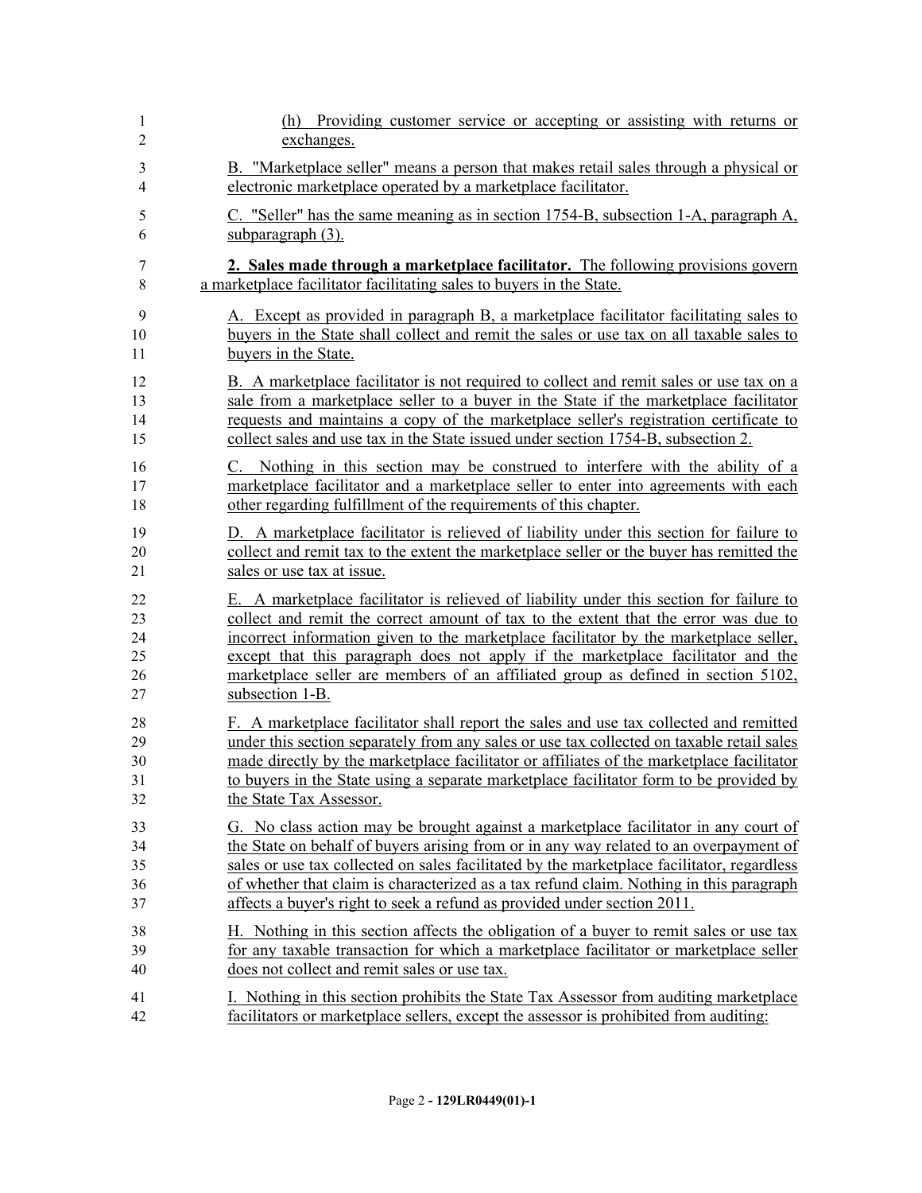(h) Providing customer service or accepting or assisting with returns or exchanges.

B. "Marketplace seller" means a person that makes retail sales through a physical or electronic marketplace operated by a marketplace facilitator.

C. "Seller" has the same meaning as in section 1754-B, subsection 1-A, paragraph A, subparagraph (3).

**2. Sales made through a marketplace facilitator.** The following provisions govern a marketplace facilitator facilitating sales to buyers in the State.

A. Except as provided in paragraph B, a marketplace facilitator facilitating sales to buyers in the State shall collect and remit the sales or use tax on all taxable sales to buyers in the State.

B. A marketplace facilitator is not required to collect and remit sales or use tax on a sale from a marketplace seller to a buyer in the State if the marketplace facilitator requests and maintains a copy of the marketplace seller's registration certificate to collect sales and use tax in the State issued under section 1754-B, subsection 2.

C. Nothing in this section may be construed to interfere with the ability of a marketplace facilitator and a marketplace seller to enter into agreements with each other regarding fulfillment of the requirements of this chapter.

D. A marketplace facilitator is relieved of liability under this section for failure to collect and remit tax to the extent the marketplace seller or the buyer has remitted the sales or use tax at issue.

E. A marketplace facilitator is relieved of liability under this section for failure to collect and remit the correct amount of tax to the extent that the error was due to incorrect information given to the marketplace facilitator by the marketplace seller, except that this paragraph does not apply if the marketplace facilitator and the marketplace seller are members of an affiliated group as defined in section 5102, subsection 1-B.

F. A marketplace facilitator shall report the sales and use tax collected and remitted under this section separately from any sales or use tax collected on taxable retail sales made directly by the marketplace facilitator or affiliates of the marketplace facilitator to buyers in the State using a separate marketplace facilitator form to be provided by the State Tax Assessor.

G. No class action may be brought against a marketplace facilitator in any court of the State on behalf of buyers arising from or in any way related to an overpayment of sales or use tax collected on sales facilitated by the marketplace facilitator, regardless of whether that claim is characterized as a tax refund claim. Nothing in this paragraph affects a buyer's right to seek a refund as provided under section 2011.

H. Nothing in this section affects the obligation of a buyer to remit sales or use tax for any taxable transaction for which a marketplace facilitator or marketplace seller does not collect and remit sales or use tax.

I. Nothing in this section prohibits the State Tax Assessor from auditing marketplace facilitators or marketplace sellers, except the assessor is prohibited from auditing: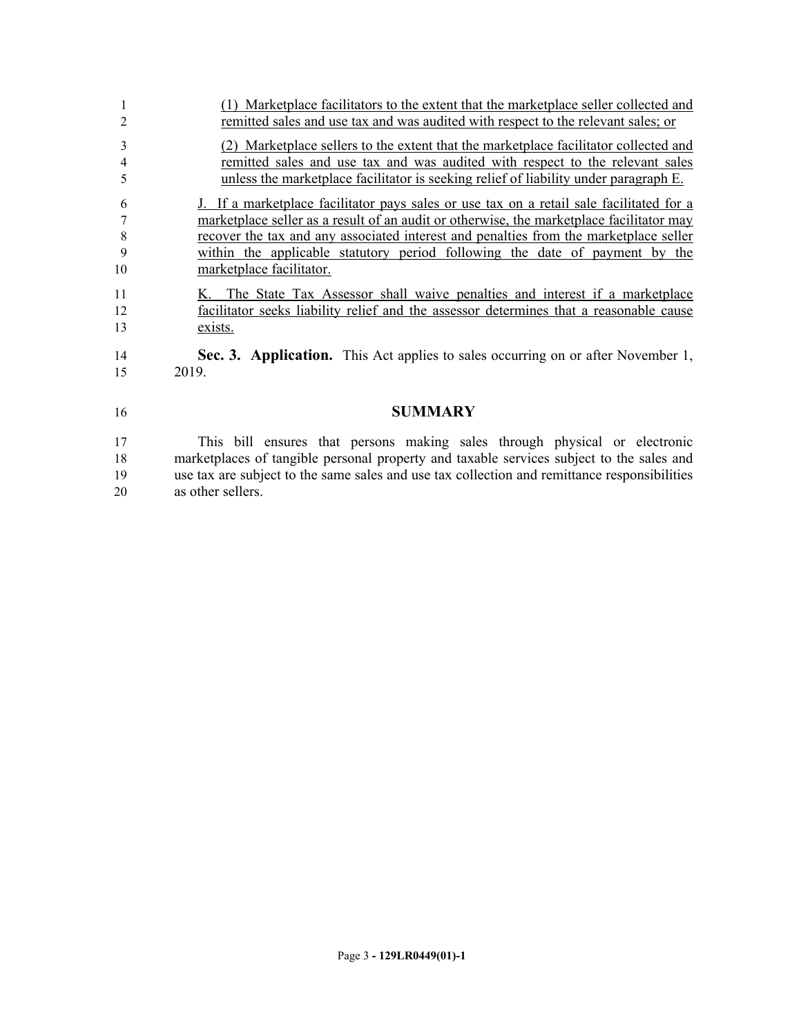(1) Marketplace facilitators to the extent that the marketplace seller collected and remitted sales and use tax and was audited with respect to the relevant sales; or

(2) Marketplace sellers to the extent that the marketplace facilitator collected and remitted sales and use tax and was audited with respect to the relevant sales unless the marketplace facilitator is seeking relief of liability under paragraph E.

J. If a marketplace facilitator pays sales or use tax on a retail sale facilitated for a marketplace seller as a result of an audit or otherwise, the marketplace facilitator may recover the tax and any associated interest and penalties from the marketplace seller within the applicable statutory period following the date of payment by the marketplace facilitator.

K. The State Tax Assessor shall waive penalties and interest if a marketplace facilitator seeks liability relief and the assessor determines that a reasonable cause exists.

**Sec. 3. Application.** This Act applies to sales occurring on or after November 1, 2019.

## SUMMARY

This bill ensures that persons making sales through physical or electronic marketplaces of tangible personal property and taxable services subject to the sales and use tax are subject to the same sales and use tax collection and remittance responsibilities as other sellers.